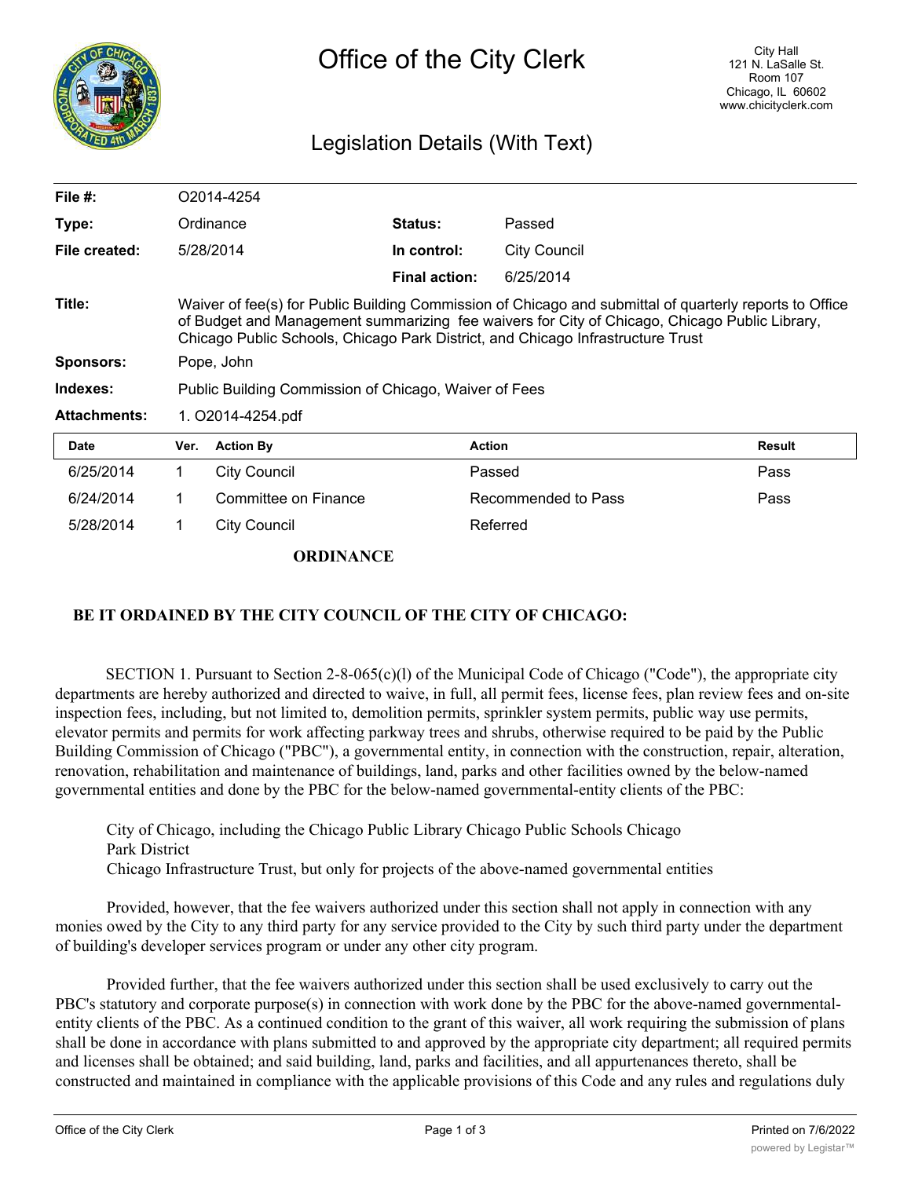# Office of the City Clerk

City Hall
121 N. LaSalle St.
Room 107
Chicago, IL 60602
www.chicityclerk.com

## Legislation Details (With Text)

| | | | |
|---|---|---|---|
| **File #:** | O2014-4254 | | |
| **Type:** | Ordinance | **Status:** | Passed |
| **File created:** | 5/28/2014 | **In control:** | City Council |
| | | **Final action:** | 6/25/2014 |

**Title:** Waiver of fee(s) for Public Building Commission of Chicago and submittal of quarterly reports to Office of Budget and Management summarizing fee waivers for City of Chicago, Chicago Public Library, Chicago Public Schools, Chicago Park District, and Chicago Infrastructure Trust

**Sponsors:** Pope, John

**Indexes:** Public Building Commission of Chicago, Waiver of Fees

**Attachments:** 1. O2014-4254.pdf

| Date | Ver. | Action By | Action | Result |
|---|---|---|---|---|
| 6/25/2014 | 1 | City Council | Passed | Pass |
| 6/24/2014 | 1 | Committee on Finance | Recommended to Pass | Pass |
| 5/28/2014 | 1 | City Council | Referred | |

**ORDINANCE**

**BE IT ORDAINED BY THE CITY COUNCIL OF THE CITY OF CHICAGO:**

SECTION 1. Pursuant to Section 2-8-065(c)(l) of the Municipal Code of Chicago ("Code"), the appropriate city departments are hereby authorized and directed to waive, in full, all permit fees, license fees, plan review fees and on-site inspection fees, including, but not limited to, demolition permits, sprinkler system permits, public way use permits, elevator permits and permits for work affecting parkway trees and shrubs, otherwise required to be paid by the Public Building Commission of Chicago ("PBC"), a governmental entity, in connection with the construction, repair, alteration, renovation, rehabilitation and maintenance of buildings, land, parks and other facilities owned by the below-named governmental entities and done by the PBC for the below-named governmental-entity clients of the PBC:

City of Chicago, including the Chicago Public Library Chicago Public Schools Chicago Park District
Chicago Infrastructure Trust, but only for projects of the above-named governmental entities

Provided, however, that the fee waivers authorized under this section shall not apply in connection with any monies owed by the City to any third party for any service provided to the City by such third party under the department of building's developer services program or under any other city program.

Provided further, that the fee waivers authorized under this section shall be used exclusively to carry out the PBC's statutory and corporate purpose(s) in connection with work done by the PBC for the above-named governmental-entity clients of the PBC. As a continued condition to the grant of this waiver, all work requiring the submission of plans shall be done in accordance with plans submitted to and approved by the appropriate city department; all required permits and licenses shall be obtained; and said building, land, parks and facilities, and all appurtenances thereto, shall be constructed and maintained in compliance with the applicable provisions of this Code and any rules and regulations duly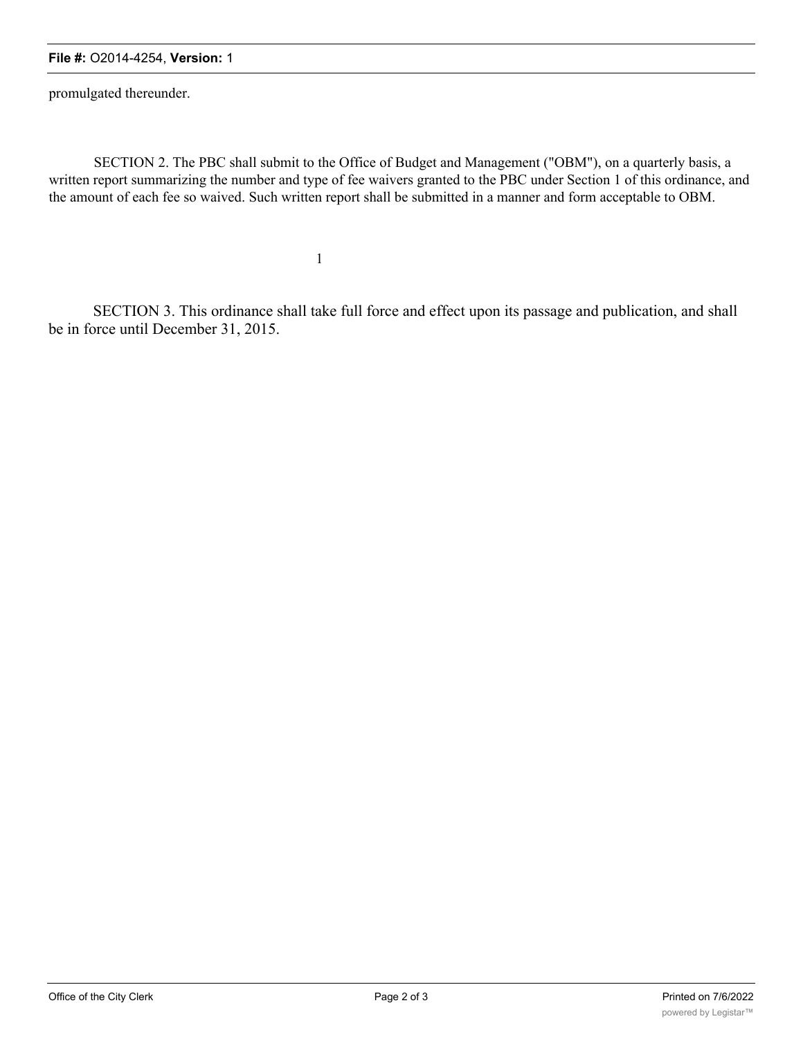promulgated thereunder.

SECTION 2. The PBC shall submit to the Office of Budget and Management ("OBM"), on a quarterly basis, a written report summarizing the number and type of fee waivers granted to the PBC under Section 1 of this ordinance, and the amount of each fee so waived. Such written report shall be submitted in a manner and form acceptable to OBM.

SECTION 3. This ordinance shall take full force and effect upon its passage and publication, and shall be in force until December 31, 2015.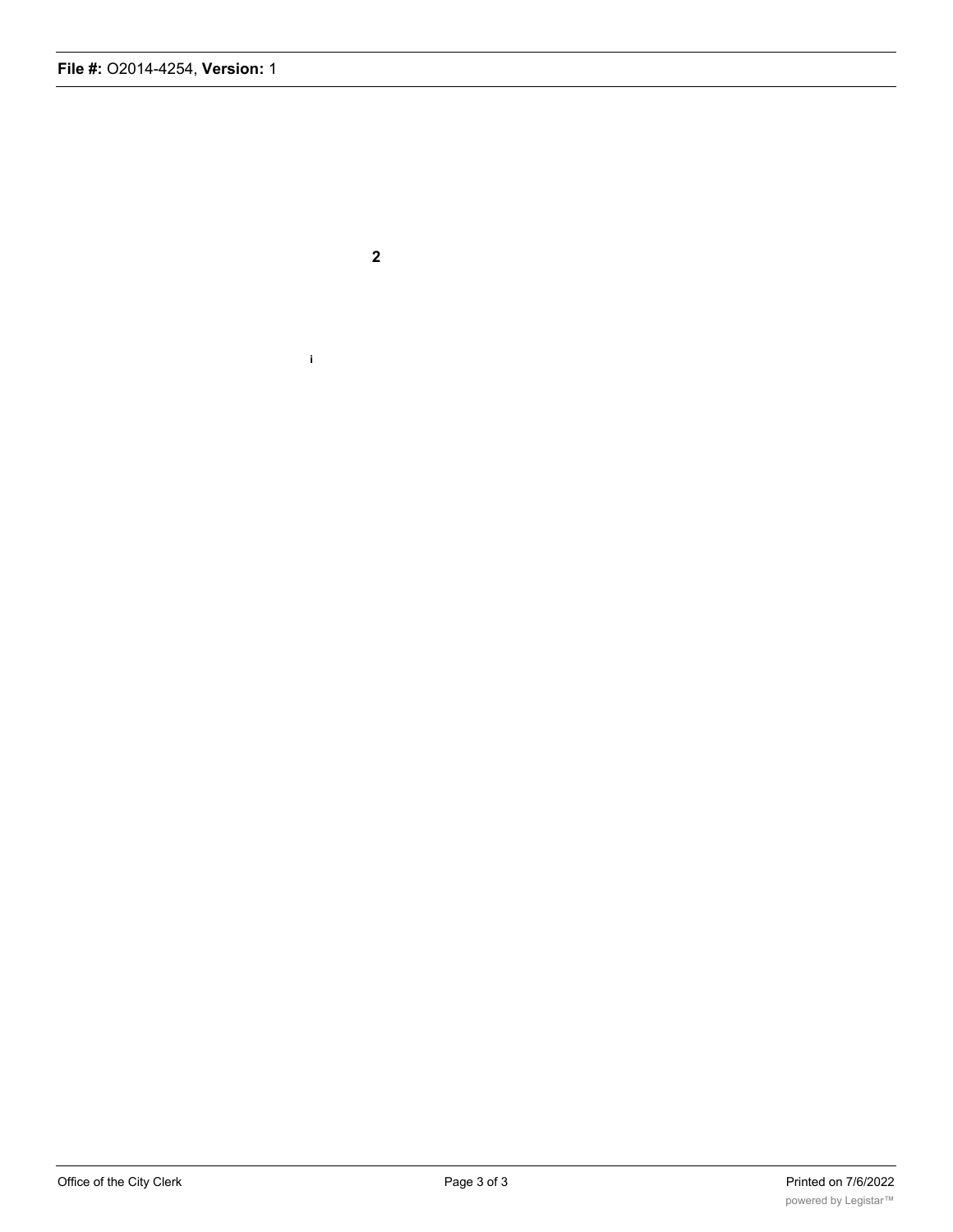2

i